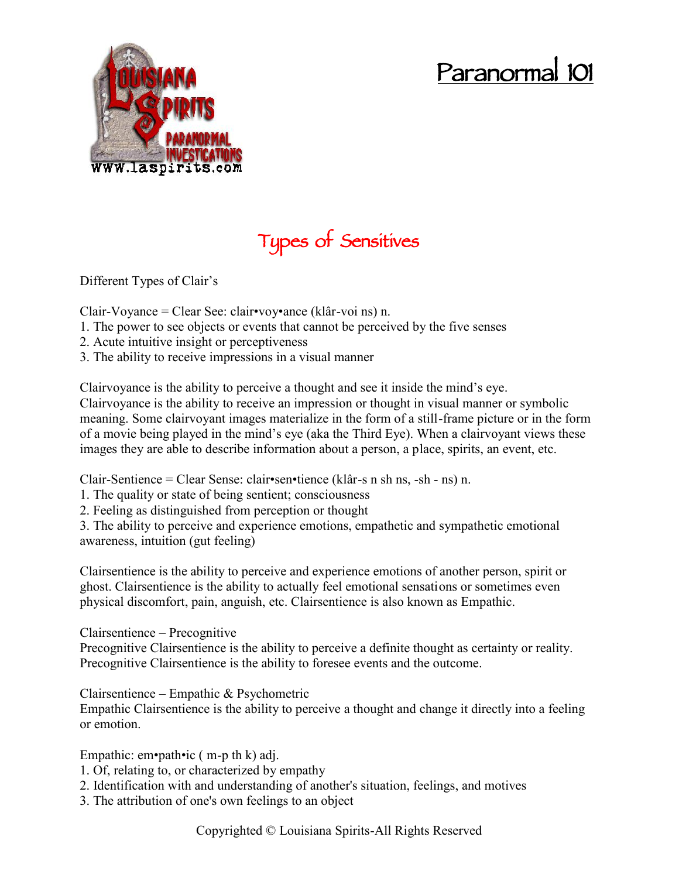# Paranormal 101

## Types of Sensitives

Different Types of Clair's

Clair-Voyance = Clear See: clair•voy•ance (klâr-voi ns) n.
1. The power to see objects or events that cannot be perceived by the five senses
2. Acute intuitive insight or perceptiveness
3. The ability to receive impressions in a visual manner

Clairvoyance is the ability to perceive a thought and see it inside the mind's eye. Clairvoyance is the ability to receive an impression or thought in visual manner or symbolic meaning. Some clairvoyant images materialize in the form of a still-frame picture or in the form of a movie being played in the mind's eye (aka the Third Eye). When a clairvoyant views these images they are able to describe information about a person, a place, spirits, an event, etc.

Clair-Sentience = Clear Sense: clair•sen•tience (klâr-s n sh ns, -sh - ns) n.
1. The quality or state of being sentient; consciousness
2. Feeling as distinguished from perception or thought
3. The ability to perceive and experience emotions, empathetic and sympathetic emotional awareness, intuition (gut feeling)

Clairsentience is the ability to perceive and experience emotions of another person, spirit or ghost. Clairsentience is the ability to actually feel emotional sensations or sometimes even physical discomfort, pain, anguish, etc. Clairsentience is also known as Empathic.

Clairsentience – Precognitive
Precognitive Clairsentience is the ability to perceive a definite thought as certainty or reality. Precognitive Clairsentience is the ability to foresee events and the outcome.

Clairsentience – Empathic & Psychometric
Empathic Clairsentience is the ability to perceive a thought and change it directly into a feeling or emotion.

Empathic: em•path•ic ( m-p th k) adj.
1. Of, relating to, or characterized by empathy
2. Identification with and understanding of another's situation, feelings, and motives
3. The attribution of one's own feelings to an object

Copyrighted © Louisiana Spirits-All Rights Reserved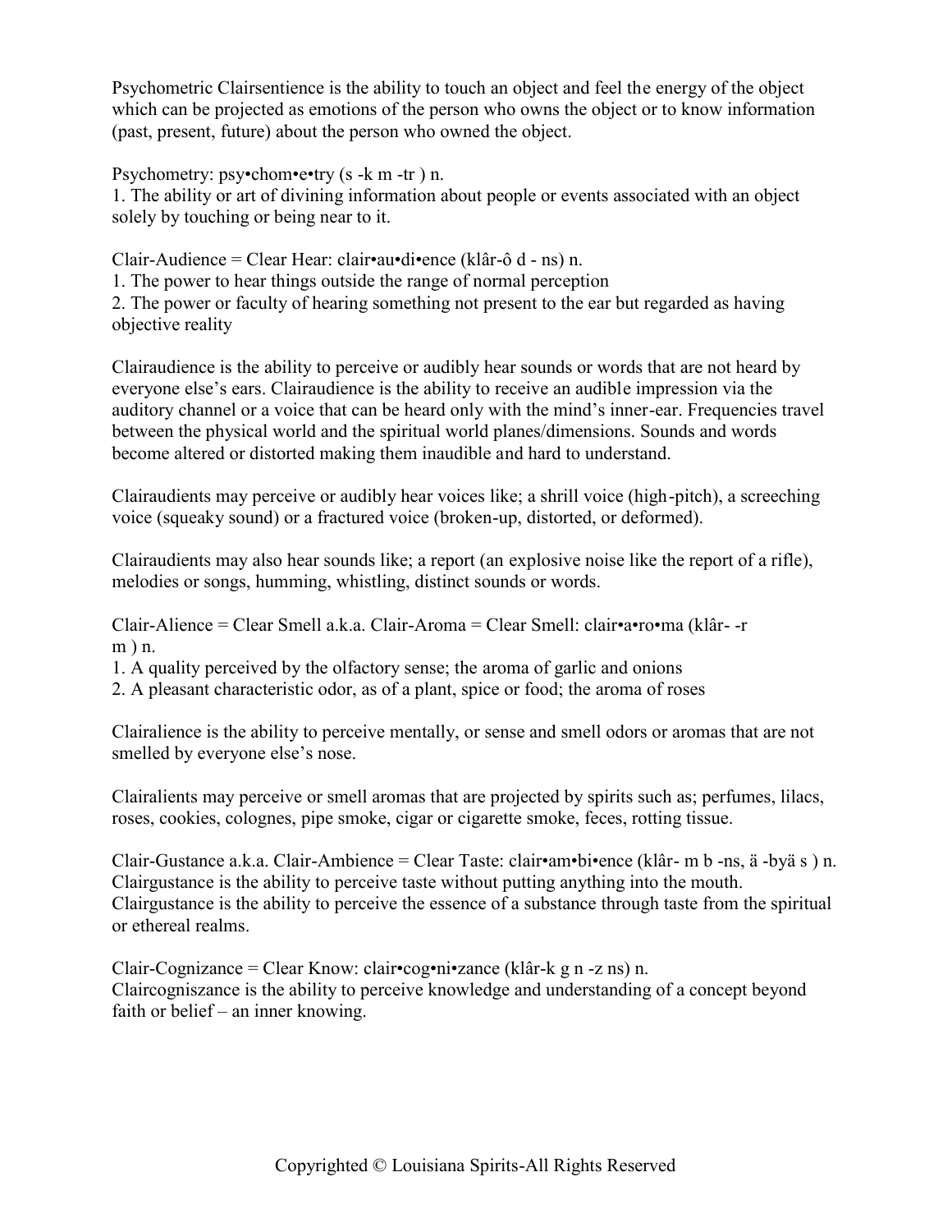Psychometric Clairsentience is the ability to touch an object and feel the energy of the object which can be projected as emotions of the person who owns the object or to know information (past, present, future) about the person who owned the object.

Psychometry: psy•chom•e•try (s -k m -tr ) n.
1. The ability or art of divining information about people or events associated with an object solely by touching or being near to it.

Clair-Audience = Clear Hear: clair•au•di•ence (klâr-ô d - ns) n.
1. The power to hear things outside the range of normal perception
2. The power or faculty of hearing something not present to the ear but regarded as having objective reality

Clairaudience is the ability to perceive or audibly hear sounds or words that are not heard by everyone else's ears. Clairaudience is the ability to receive an audible impression via the auditory channel or a voice that can be heard only with the mind's inner-ear. Frequencies travel between the physical world and the spiritual world planes/dimensions. Sounds and words become altered or distorted making them inaudible and hard to understand.

Clairaudients may perceive or audibly hear voices like; a shrill voice (high-pitch), a screeching voice (squeaky sound) or a fractured voice (broken-up, distorted, or deformed).

Clairaudients may also hear sounds like; a report (an explosive noise like the report of a rifle), melodies or songs, humming, whistling, distinct sounds or words.

Clair-Alience = Clear Smell a.k.a. Clair-Aroma = Clear Smell: clair•a•ro•ma (klâr- -r m ) n.
1. A quality perceived by the olfactory sense; the aroma of garlic and onions
2. A pleasant characteristic odor, as of a plant, spice or food; the aroma of roses

Clairalience is the ability to perceive mentally, or sense and smell odors or aromas that are not smelled by everyone else's nose.

Clairalients may perceive or smell aromas that are projected by spirits such as; perfumes, lilacs, roses, cookies, colognes, pipe smoke, cigar or cigarette smoke, feces, rotting tissue.

Clair-Gustance a.k.a. Clair-Ambience = Clear Taste: clair•am•bi•ence (klâr- m b -ns, ä -byä s ) n.
Clairgustance is the ability to perceive taste without putting anything into the mouth. Clairgustance is the ability to perceive the essence of a substance through taste from the spiritual or ethereal realms.

Clair-Cognizance = Clear Know: clair•cog•ni•zance (klâr-k g n -z ns) n.
Claircogniszance is the ability to perceive knowledge and understanding of a concept beyond faith or belief – an inner knowing.

Copyrighted © Louisiana Spirits-All Rights Reserved